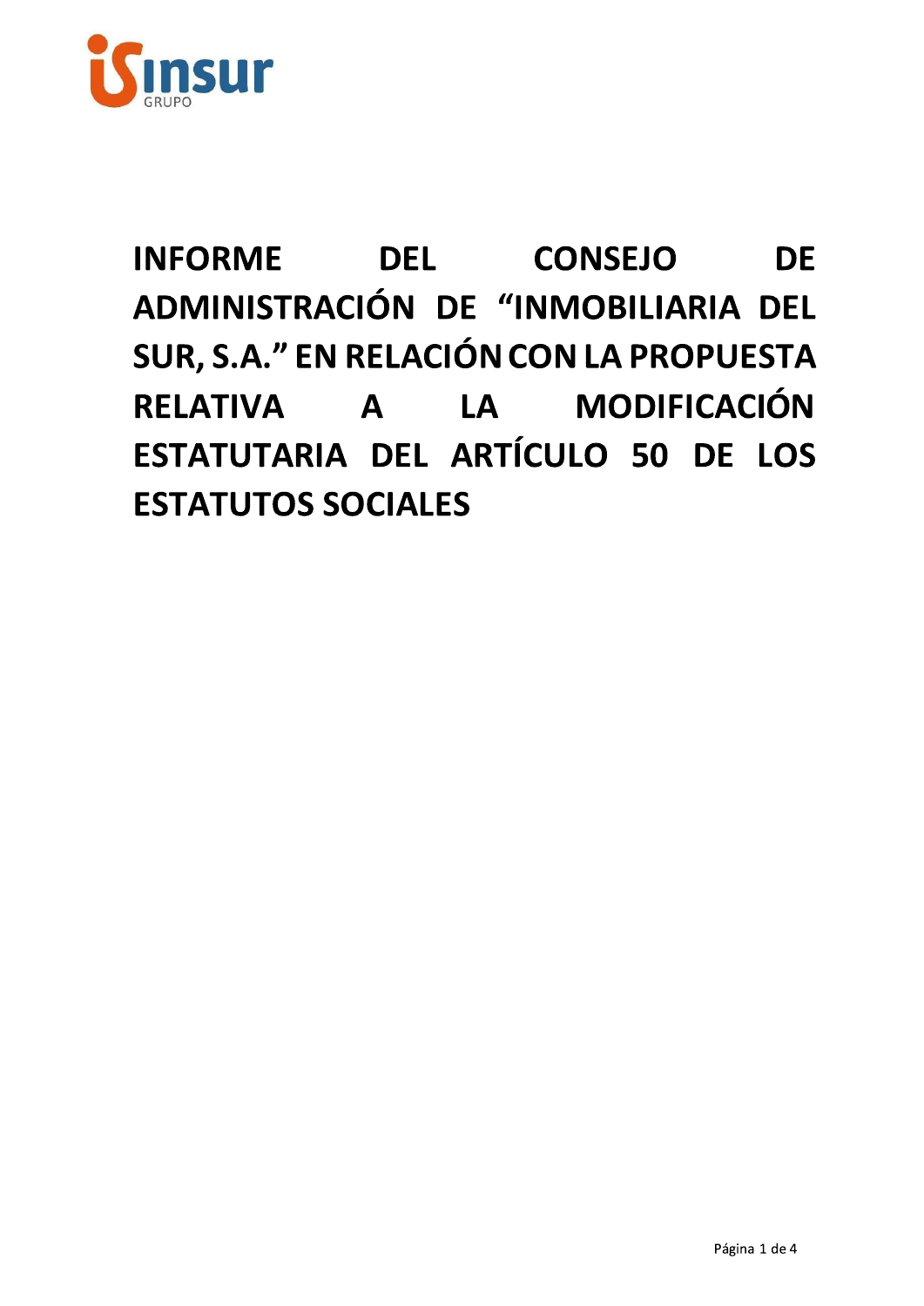# INFORME DEL CONSEJO DE ADMINISTRACIÓN DE "INMOBILIARIA DEL SUR, S.A." EN RELACIÓN CON LA PROPUESTA RELATIVA A LA MODIFICACIÓN ESTATUTARIA DEL ARTÍCULO 50 DE LOS ESTATUTOS SOCIALES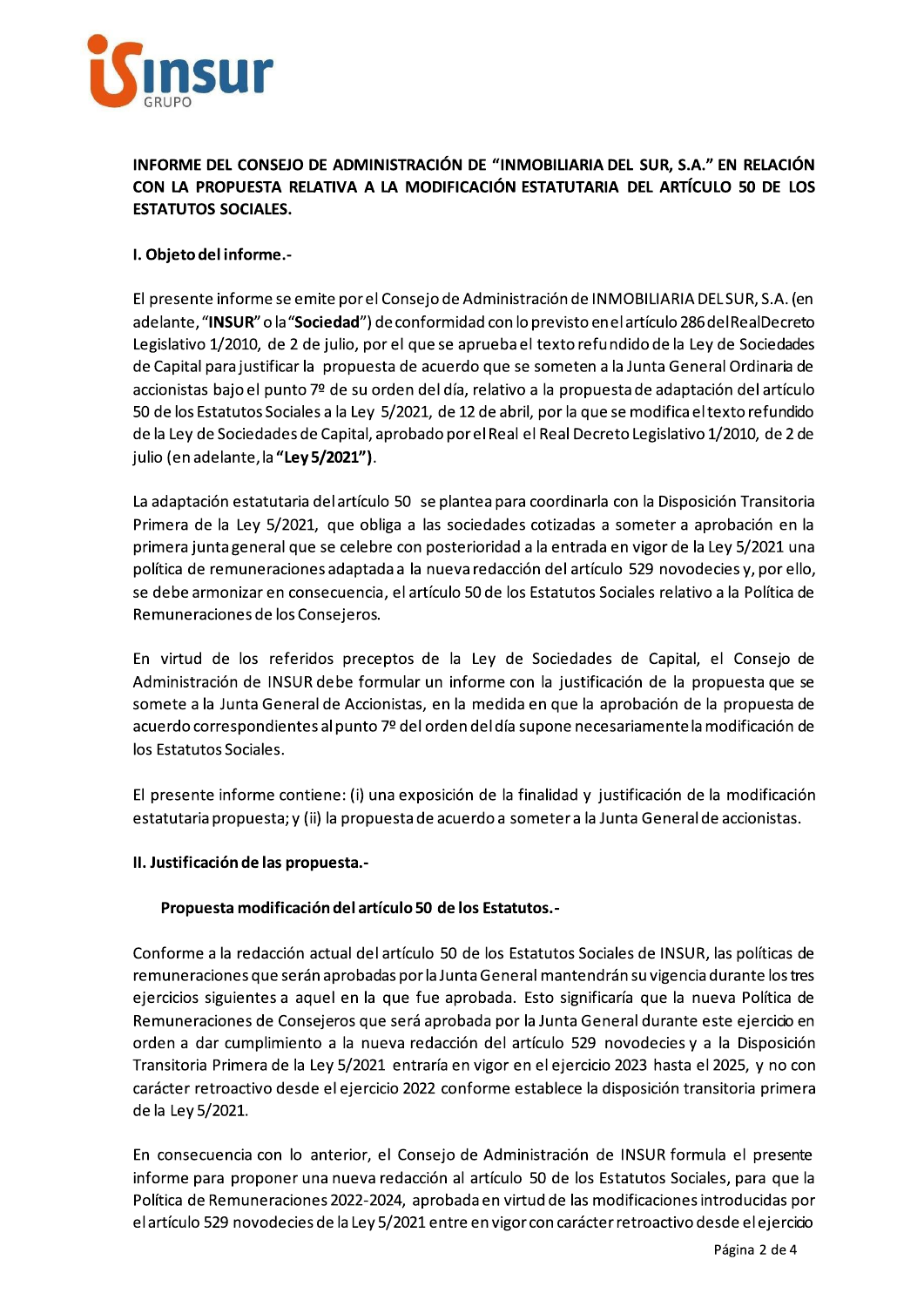**INFORME DEL CONSEJO DE ADMINISTRACIÓN DE "INMOBILIARIA DEL SUR, S.A." EN RELACIÓN CON LA PROPUESTA RELATIVA A LA MODIFICACIÓN ESTATUTARIA DEL ARTÍCULO 50 DE LOS ESTATUTOS SOCIALES.**

**I. Objeto del informe.-**

El presente informe se emite por el Consejo de Administración de INMOBILIARIA DEL SUR, S.A. (en adelante, "**INSUR**" o la "**Sociedad**") de conformidad con lo previsto en el artículo 286 del Real Decreto Legislativo 1/2010, de 2 de julio, por el que se aprueba el texto refundido de la Ley de Sociedades de Capital para justificar la propuesta de acuerdo que se someten a la Junta General Ordinaria de accionistas bajo el punto 7º de su orden del día, relativo a la propuesta de adaptación del artículo 50 de los Estatutos Sociales a la Ley 5/2021, de 12 de abril, por la que se modifica el texto refundido de la Ley de Sociedades de Capital, aprobado por el Real el Real Decreto Legislativo 1/2010, de 2 de julio (en adelante, la **"Ley 5/2021")**.

La adaptación estatutaria del artículo 50 se plantea para coordinarla con la Disposición Transitoria Primera de la Ley 5/2021, que obliga a las sociedades cotizadas a someter a aprobación en la primera junta general que se celebre con posterioridad a la entrada en vigor de la Ley 5/2021 una política de remuneraciones adaptada a la nueva redacción del artículo 529 novodecies y, por ello, se debe armonizar en consecuencia, el artículo 50 de los Estatutos Sociales relativo a la Política de Remuneraciones de los Consejeros.

En virtud de los referidos preceptos de la Ley de Sociedades de Capital, el Consejo de Administración de INSUR debe formular un informe con la justificación de la propuesta que se somete a la Junta General de Accionistas, en la medida en que la aprobación de la propuesta de acuerdo correspondientes al punto 7º del orden del día supone necesariamente la modificación de los Estatutos Sociales.

El presente informe contiene: (i) una exposición de la finalidad y justificación de la modificación estatutaria propuesta; y (ii) la propuesta de acuerdo a someter a la Junta General de accionistas.

**II. Justificación de las propuesta.-**

**Propuesta modificación del artículo 50 de los Estatutos.-**

Conforme a la redacción actual del artículo 50 de los Estatutos Sociales de INSUR, las políticas de remuneraciones que serán aprobadas por la Junta General mantendrán su vigencia durante los tres ejercicios siguientes a aquel en la que fue aprobada. Esto significaría que la nueva Política de Remuneraciones de Consejeros que será aprobada por la Junta General durante este ejercicio en orden a dar cumplimiento a la nueva redacción del artículo 529 novodecies y a la Disposición Transitoria Primera de la Ley 5/2021 entraría en vigor en el ejercicio 2023 hasta el 2025, y no con carácter retroactivo desde el ejercicio 2022 conforme establece la disposición transitoria primera de la Ley 5/2021.

En consecuencia con lo anterior, el Consejo de Administración de INSUR formula el presente informe para proponer una nueva redacción al artículo 50 de los Estatutos Sociales, para que la Política de Remuneraciones 2022-2024, aprobada en virtud de las modificaciones introducidas por el artículo 529 novodecies de la Ley 5/2021 entre en vigor con carácter retroactivo desde el ejercicio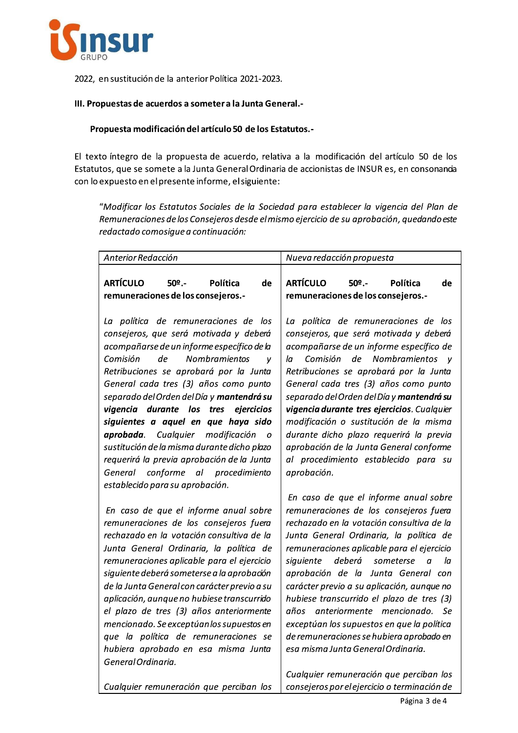2022, en sustitución de la anterior Política 2021-2023.

**III. Propuestas de acuerdos a someter a la Junta General.-**

**Propuesta modificación del artículo 50 de los Estatutos.-**

El texto íntegro de la propuesta de acuerdo, relativa a la modificación del artículo 50 de los Estatutos, que se somete a la Junta General Ordinaria de accionistas de INSUR es, en consonancia con lo expuesto en el presente informe, el siguiente:

> "*Modificar los Estatutos Sociales de la Sociedad para establecer la vigencia del Plan de Remuneraciones de los Consejeros desde el mismo ejercicio de su aprobación, quedando este redactado como sigue a continuación:*

| *Anterior Redacción* | *Nueva redacción propuesta* |
|---|---|
| **ARTÍCULO 50º.- Política de remuneraciones de los consejeros.-**<br><br>*La política de remuneraciones de los consejeros, que será motivada y deberá acompañarse de un informe específico de la Comisión de Nombramientos y Retribuciones se aprobará por la Junta General cada tres (3) años como punto separado del Orden del Día y **mantendrá su vigencia durante los tres ejercicios siguientes a aquel en que haya sido aprobada**. Cualquier modificación o sustitución de la misma durante dicho plazo requerirá la previa aprobación de la Junta General conforme al procedimiento establecido para su aprobación.*<br><br>*En caso de que el informe anual sobre remuneraciones de los consejeros fuera rechazado en la votación consultiva de la Junta General Ordinaria, la política de remuneraciones aplicable para el ejercicio siguiente deberá someterse a la aprobación de la Junta General con carácter previo a su aplicación, aunque no hubiese transcurrido el plazo de tres (3) años anteriormente mencionado. Se exceptúan los supuestos en que la política de remuneraciones se hubiera aprobado en esa misma Junta General Ordinaria.*<br><br>*Cualquier remuneración que perciban los* | **ARTÍCULO 50º.- Política de remuneraciones de los consejeros.-**<br><br>*La política de remuneraciones de los consejeros, que será motivada y deberá acompañarse de un informe específico de la Comisión de Nombramientos y Retribuciones se aprobará por la Junta General cada tres (3) años como punto separado del Orden del Día y **mantendrá su vigencia durante tres ejercicios**. Cualquier modificación o sustitución de la misma durante dicho plazo requerirá la previa aprobación de la Junta General conforme al procedimiento establecido para su aprobación.*<br><br>*En caso de que el informe anual sobre remuneraciones de los consejeros fuera rechazado en la votación consultiva de la Junta General Ordinaria, la política de remuneraciones aplicable para el ejercicio siguiente deberá someterse a la aprobación de la Junta General con carácter previo a su aplicación, aunque no hubiese transcurrido el plazo de tres (3) años anteriormente mencionado. Se exceptúan los supuestos en que la política de remuneraciones se hubiera aprobado en esa misma Junta General Ordinaria.*<br><br>*Cualquier remuneración que perciban los consejeros por el ejercicio o terminación de* |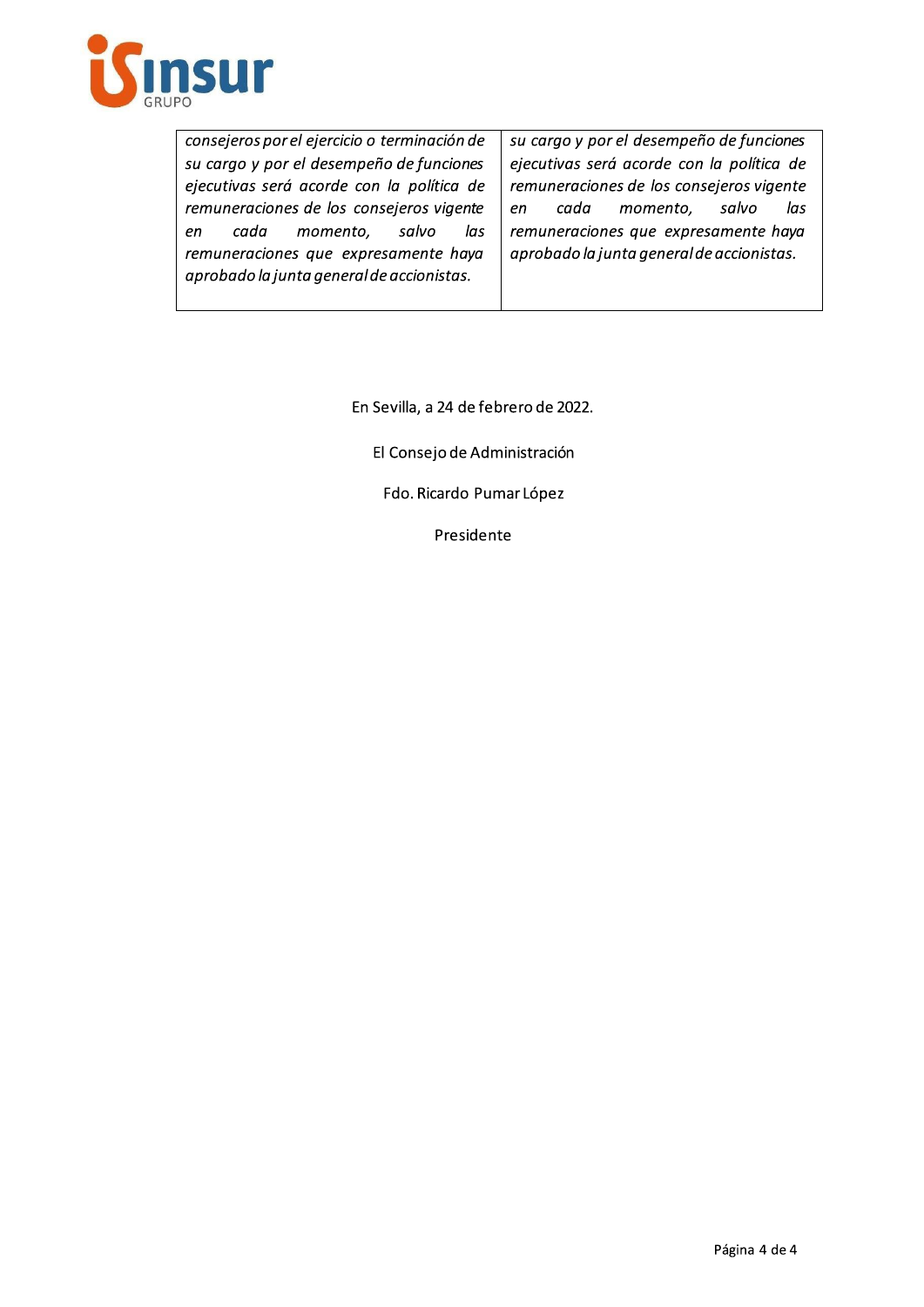| | |
|---|---|
| *consejeros por el ejercicio o terminación de su cargo y por el desempeño de funciones ejecutivas será acorde con la política de remuneraciones de los consejeros vigente en cada momento, salvo las remuneraciones que expresamente haya aprobado la junta general de accionistas.* | *su cargo y por el desempeño de funciones ejecutivas será acorde con la política de remuneraciones de los consejeros vigente en cada momento, salvo las remuneraciones que expresamente haya aprobado la junta general de accionistas.* |

En Sevilla, a 24 de febrero de 2022.

El Consejo de Administración

Fdo. Ricardo Pumar López

Presidente